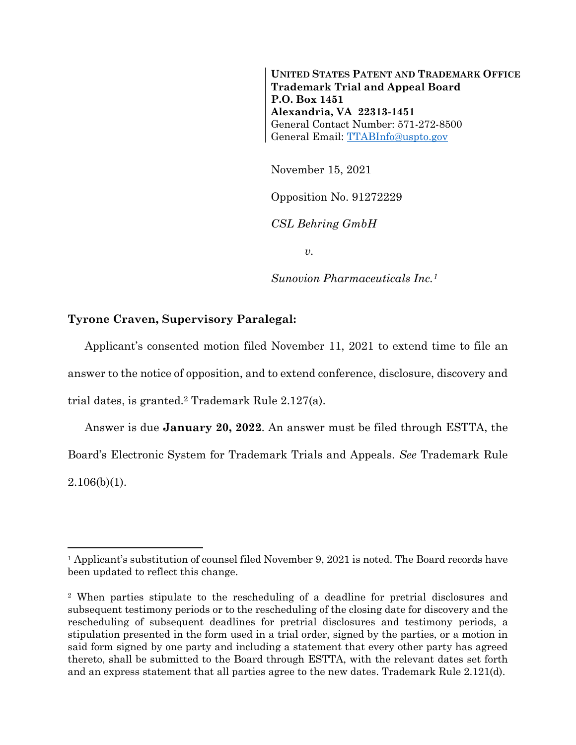**UNITED STATES PATENT AND TRADEMARK OFFICE**
**Trademark Trial and Appeal Board**
**P.O. Box 1451**
**Alexandria, VA 22313-1451**
General Contact Number: 571-272-8500
General Email: TTABInfo@uspto.gov

November 15, 2021

Opposition No. 91272229

*CSL Behring GmbH*

*v.*

*Sunovion Pharmaceuticals Inc.*[1]

**Tyrone Craven, Supervisory Paralegal:**

Applicant's consented motion filed November 11, 2021 to extend time to file an answer to the notice of opposition, and to extend conference, disclosure, discovery and trial dates, is granted.[2] Trademark Rule 2.127(a).

Answer is due **January 20, 2022**. An answer must be filed through ESTTA, the Board's Electronic System for Trademark Trials and Appeals. *See* Trademark Rule 2.106(b)(1).

---

[1] Applicant's substitution of counsel filed November 9, 2021 is noted. The Board records have been updated to reflect this change.

[2] When parties stipulate to the rescheduling of a deadline for pretrial disclosures and subsequent testimony periods or to the rescheduling of the closing date for discovery and the rescheduling of subsequent deadlines for pretrial disclosures and testimony periods, a stipulation presented in the form used in a trial order, signed by the parties, or a motion in said form signed by one party and including a statement that every other party has agreed thereto, shall be submitted to the Board through ESTTA, with the relevant dates set forth and an express statement that all parties agree to the new dates. Trademark Rule 2.121(d).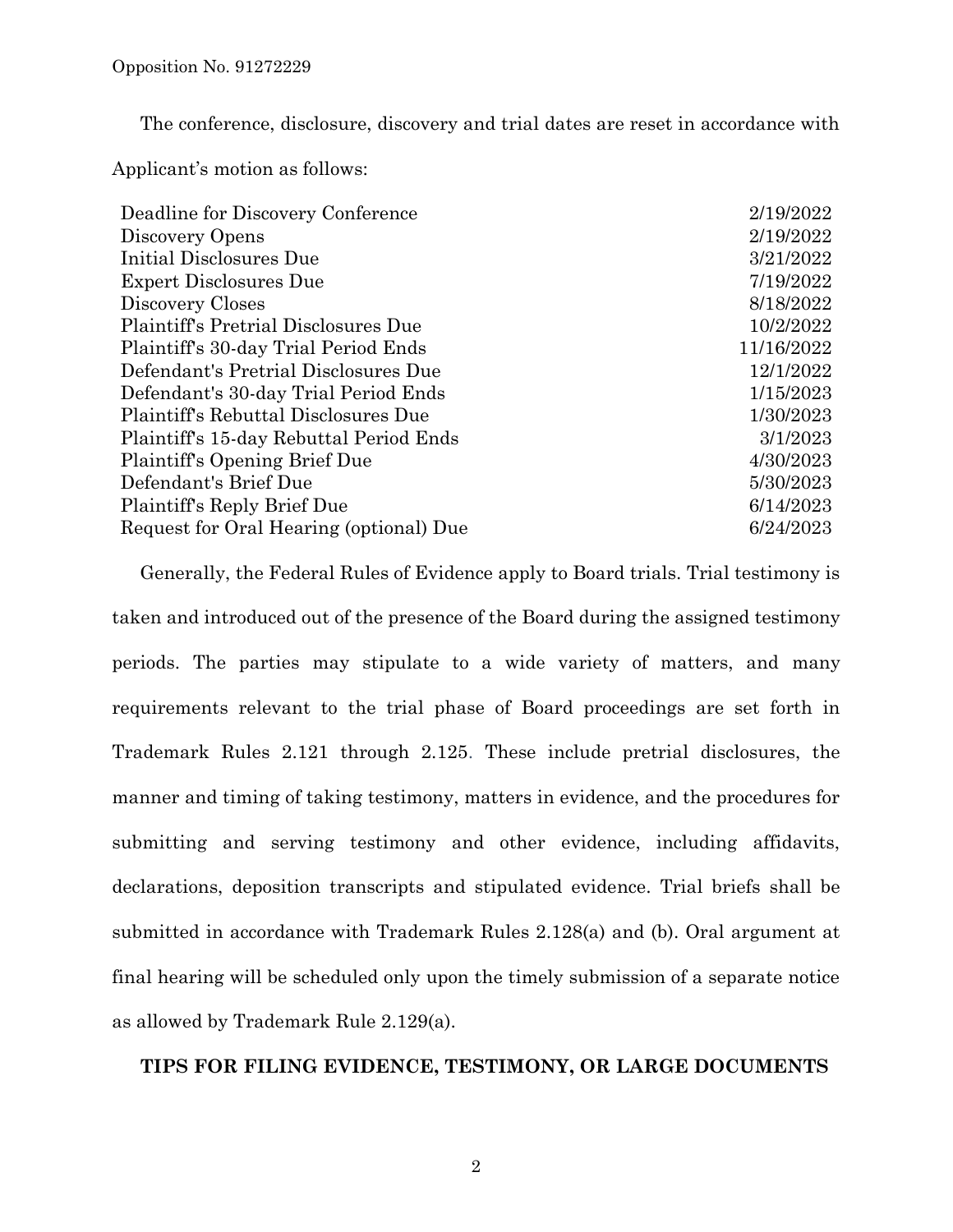The conference, disclosure, discovery and trial dates are reset in accordance with Applicant's motion as follows:

| | |
|---|---|
| Deadline for Discovery Conference | 2/19/2022 |
| Discovery Opens | 2/19/2022 |
| Initial Disclosures Due | 3/21/2022 |
| Expert Disclosures Due | 7/19/2022 |
| Discovery Closes | 8/18/2022 |
| Plaintiff's Pretrial Disclosures Due | 10/2/2022 |
| Plaintiff's 30-day Trial Period Ends | 11/16/2022 |
| Defendant's Pretrial Disclosures Due | 12/1/2022 |
| Defendant's 30-day Trial Period Ends | 1/15/2023 |
| Plaintiff's Rebuttal Disclosures Due | 1/30/2023 |
| Plaintiff's 15-day Rebuttal Period Ends | 3/1/2023 |
| Plaintiff's Opening Brief Due | 4/30/2023 |
| Defendant's Brief Due | 5/30/2023 |
| Plaintiff's Reply Brief Due | 6/14/2023 |
| Request for Oral Hearing (optional) Due | 6/24/2023 |

Generally, the Federal Rules of Evidence apply to Board trials. Trial testimony is taken and introduced out of the presence of the Board during the assigned testimony periods. The parties may stipulate to a wide variety of matters, and many requirements relevant to the trial phase of Board proceedings are set forth in Trademark Rules 2.121 through 2.125. These include pretrial disclosures, the manner and timing of taking testimony, matters in evidence, and the procedures for submitting and serving testimony and other evidence, including affidavits, declarations, deposition transcripts and stipulated evidence. Trial briefs shall be submitted in accordance with Trademark Rules 2.128(a) and (b). Oral argument at final hearing will be scheduled only upon the timely submission of a separate notice as allowed by Trademark Rule 2.129(a).

**TIPS FOR FILING EVIDENCE, TESTIMONY, OR LARGE DOCUMENTS**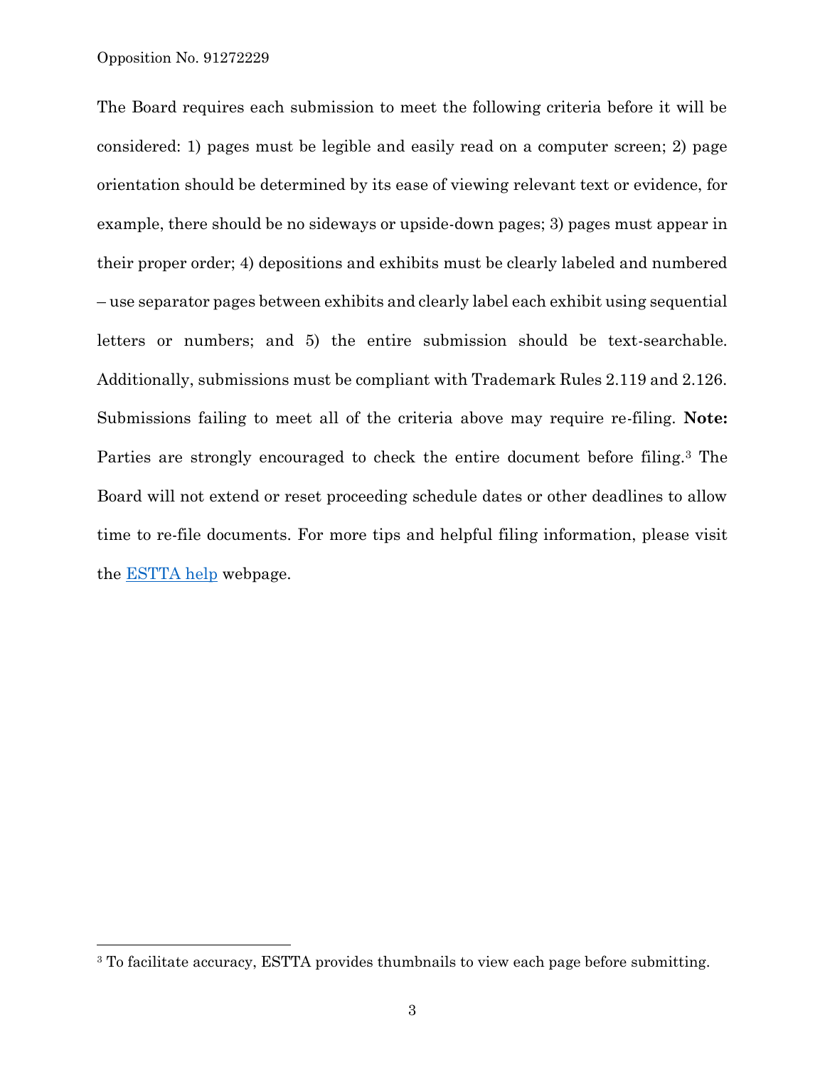The Board requires each submission to meet the following criteria before it will be considered: 1) pages must be legible and easily read on a computer screen; 2) page orientation should be determined by its ease of viewing relevant text or evidence, for example, there should be no sideways or upside-down pages; 3) pages must appear in their proper order; 4) depositions and exhibits must be clearly labeled and numbered – use separator pages between exhibits and clearly label each exhibit using sequential letters or numbers; and 5) the entire submission should be text-searchable. Additionally, submissions must be compliant with Trademark Rules 2.119 and 2.126. Submissions failing to meet all of the criteria above may require re-filing. **Note:** Parties are strongly encouraged to check the entire document before filing.[3] The Board will not extend or reset proceeding schedule dates or other deadlines to allow time to re-file documents. For more tips and helpful filing information, please visit the ESTTA help webpage.

[3] To facilitate accuracy, ESTTA provides thumbnails to view each page before submitting.